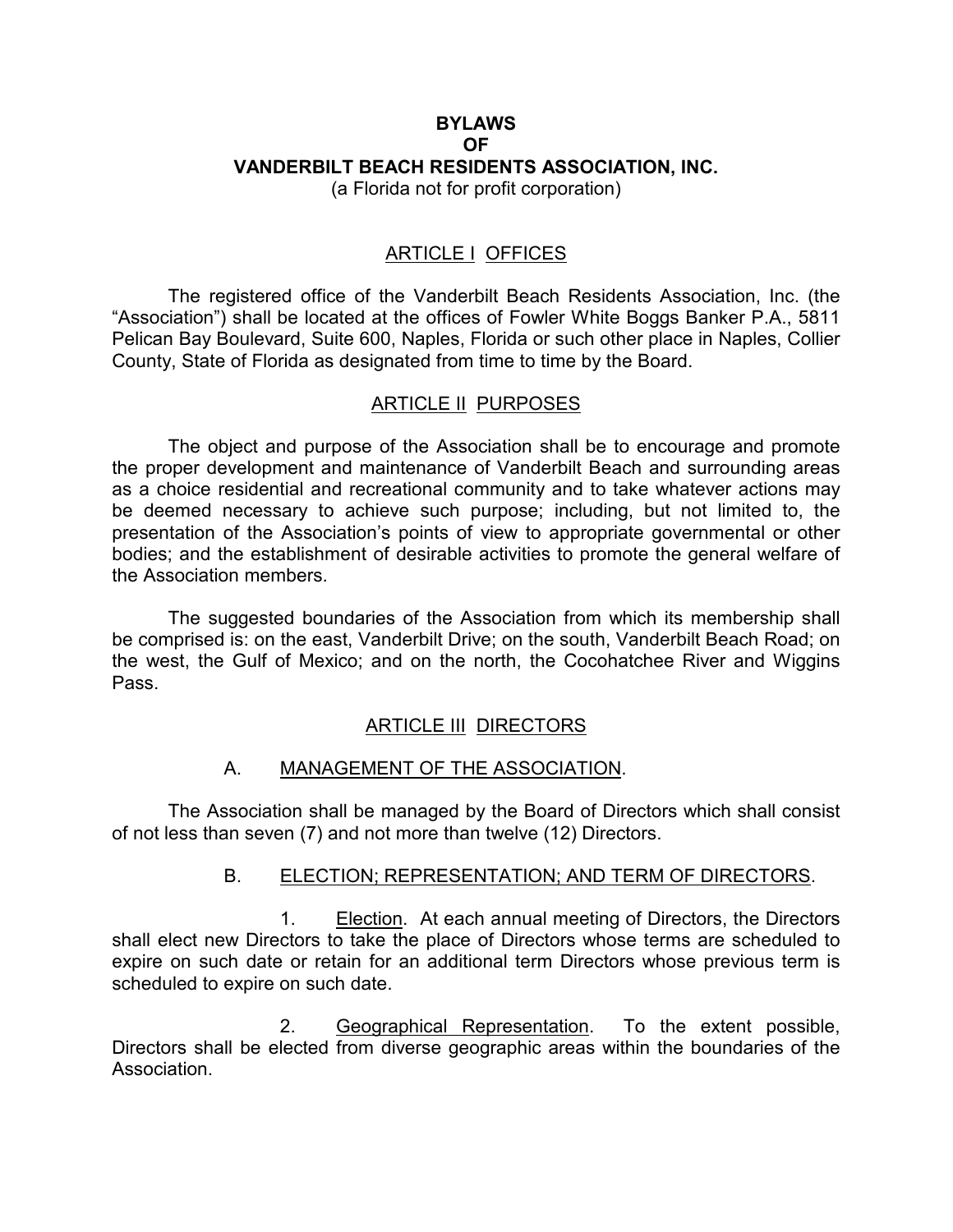# BYLAWS
# OF
# VANDERBILT BEACH RESIDENTS ASSOCIATION, INC.

(a Florida not for profit corporation)

## ARTICLE I OFFICES

The registered office of the Vanderbilt Beach Residents Association, Inc. (the "Association") shall be located at the offices of Fowler White Boggs Banker P.A., 5811 Pelican Bay Boulevard, Suite 600, Naples, Florida or such other place in Naples, Collier County, State of Florida as designated from time to time by the Board.

## ARTICLE II PURPOSES

The object and purpose of the Association shall be to encourage and promote the proper development and maintenance of Vanderbilt Beach and surrounding areas as a choice residential and recreational community and to take whatever actions may be deemed necessary to achieve such purpose; including, but not limited to, the presentation of the Association's points of view to appropriate governmental or other bodies; and the establishment of desirable activities to promote the general welfare of the Association members.

The suggested boundaries of the Association from which its membership shall be comprised is: on the east, Vanderbilt Drive; on the south, Vanderbilt Beach Road; on the west, the Gulf of Mexico; and on the north, the Cocohatchee River and Wiggins Pass.

## ARTICLE III DIRECTORS

### A. MANAGEMENT OF THE ASSOCIATION.

The Association shall be managed by the Board of Directors which shall consist of not less than seven (7) and not more than twelve (12) Directors.

### B. ELECTION; REPRESENTATION; AND TERM OF DIRECTORS.

1. Election. At each annual meeting of Directors, the Directors shall elect new Directors to take the place of Directors whose terms are scheduled to expire on such date or retain for an additional term Directors whose previous term is scheduled to expire on such date.

2. Geographical Representation. To the extent possible, Directors shall be elected from diverse geographic areas within the boundaries of the Association.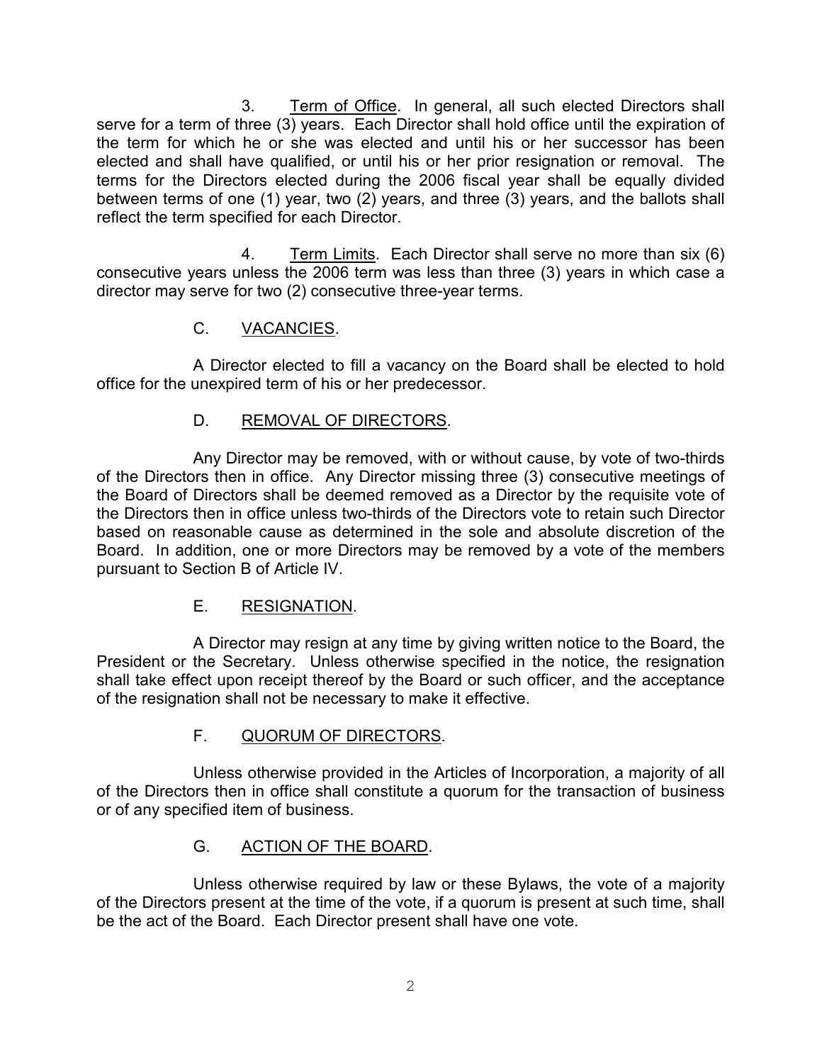3. Term of Office. In general, all such elected Directors shall serve for a term of three (3) years. Each Director shall hold office until the expiration of the term for which he or she was elected and until his or her successor has been elected and shall have qualified, or until his or her prior resignation or removal. The terms for the Directors elected during the 2006 fiscal year shall be equally divided between terms of one (1) year, two (2) years, and three (3) years, and the ballots shall reflect the term specified for each Director.

4. Term Limits. Each Director shall serve no more than six (6) consecutive years unless the 2006 term was less than three (3) years in which case a director may serve for two (2) consecutive three-year terms.

### C. VACANCIES.

A Director elected to fill a vacancy on the Board shall be elected to hold office for the unexpired term of his or her predecessor.

### D. REMOVAL OF DIRECTORS.

Any Director may be removed, with or without cause, by vote of two-thirds of the Directors then in office. Any Director missing three (3) consecutive meetings of the Board of Directors shall be deemed removed as a Director by the requisite vote of the Directors then in office unless two-thirds of the Directors vote to retain such Director based on reasonable cause as determined in the sole and absolute discretion of the Board. In addition, one or more Directors may be removed by a vote of the members pursuant to Section B of Article IV.

### E. RESIGNATION.

A Director may resign at any time by giving written notice to the Board, the President or the Secretary. Unless otherwise specified in the notice, the resignation shall take effect upon receipt thereof by the Board or such officer, and the acceptance of the resignation shall not be necessary to make it effective.

### F. QUORUM OF DIRECTORS.

Unless otherwise provided in the Articles of Incorporation, a majority of all of the Directors then in office shall constitute a quorum for the transaction of business or of any specified item of business.

### G. ACTION OF THE BOARD.

Unless otherwise required by law or these Bylaws, the vote of a majority of the Directors present at the time of the vote, if a quorum is present at such time, shall be the act of the Board. Each Director present shall have one vote.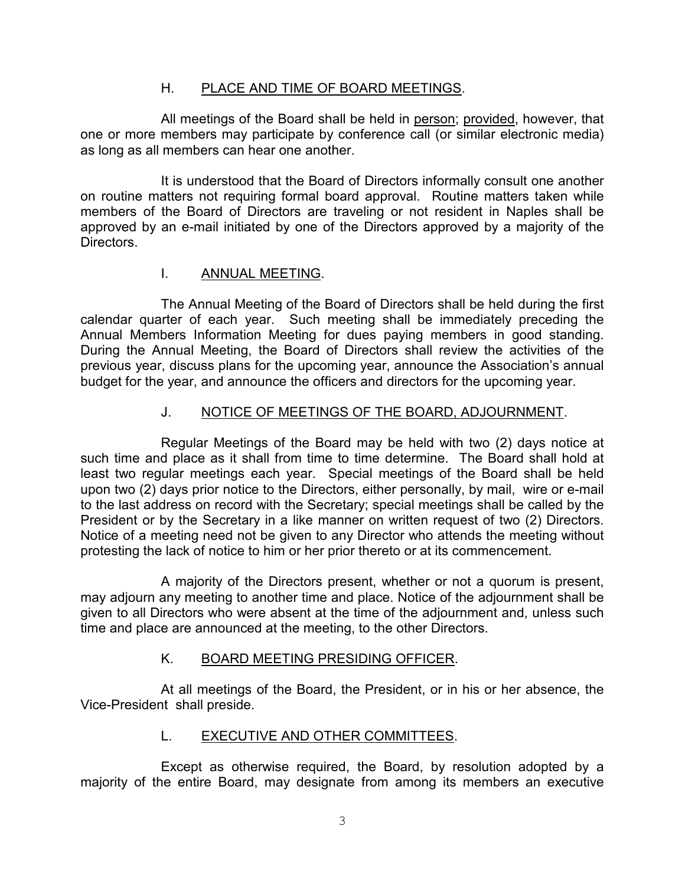### H. PLACE AND TIME OF BOARD MEETINGS.

All meetings of the Board shall be held in person; provided, however, that one or more members may participate by conference call (or similar electronic media) as long as all members can hear one another.

It is understood that the Board of Directors informally consult one another on routine matters not requiring formal board approval. Routine matters taken while members of the Board of Directors are traveling or not resident in Naples shall be approved by an e-mail initiated by one of the Directors approved by a majority of the Directors.

### I. ANNUAL MEETING.

The Annual Meeting of the Board of Directors shall be held during the first calendar quarter of each year. Such meeting shall be immediately preceding the Annual Members Information Meeting for dues paying members in good standing. During the Annual Meeting, the Board of Directors shall review the activities of the previous year, discuss plans for the upcoming year, announce the Association's annual budget for the year, and announce the officers and directors for the upcoming year.

### J. NOTICE OF MEETINGS OF THE BOARD, ADJOURNMENT.

Regular Meetings of the Board may be held with two (2) days notice at such time and place as it shall from time to time determine. The Board shall hold at least two regular meetings each year. Special meetings of the Board shall be held upon two (2) days prior notice to the Directors, either personally, by mail, wire or e-mail to the last address on record with the Secretary; special meetings shall be called by the President or by the Secretary in a like manner on written request of two (2) Directors. Notice of a meeting need not be given to any Director who attends the meeting without protesting the lack of notice to him or her prior thereto or at its commencement.

A majority of the Directors present, whether or not a quorum is present, may adjourn any meeting to another time and place. Notice of the adjournment shall be given to all Directors who were absent at the time of the adjournment and, unless such time and place are announced at the meeting, to the other Directors.

### K. BOARD MEETING PRESIDING OFFICER.

At all meetings of the Board, the President, or in his or her absence, the Vice-President shall preside.

### L. EXECUTIVE AND OTHER COMMITTEES.

Except as otherwise required, the Board, by resolution adopted by a majority of the entire Board, may designate from among its members an executive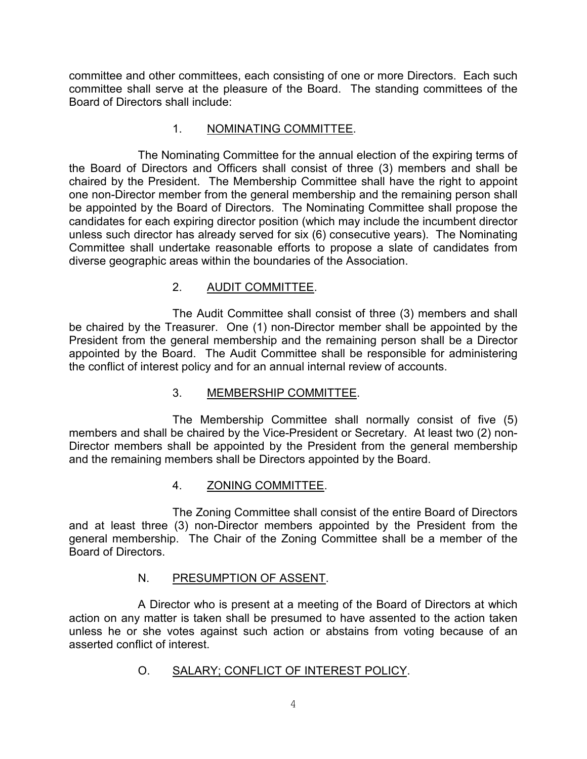committee and other committees, each consisting of one or more Directors. Each such committee shall serve at the pleasure of the Board. The standing committees of the Board of Directors shall include:

1. <u>NOMINATING COMMITTEE</u>.

The Nominating Committee for the annual election of the expiring terms of the Board of Directors and Officers shall consist of three (3) members and shall be chaired by the President. The Membership Committee shall have the right to appoint one non-Director member from the general membership and the remaining person shall be appointed by the Board of Directors. The Nominating Committee shall propose the candidates for each expiring director position (which may include the incumbent director unless such director has already served for six (6) consecutive years). The Nominating Committee shall undertake reasonable efforts to propose a slate of candidates from diverse geographic areas within the boundaries of the Association.

2. <u>AUDIT COMMITTEE</u>.

The Audit Committee shall consist of three (3) members and shall be chaired by the Treasurer. One (1) non-Director member shall be appointed by the President from the general membership and the remaining person shall be a Director appointed by the Board. The Audit Committee shall be responsible for administering the conflict of interest policy and for an annual internal review of accounts.

3. <u>MEMBERSHIP COMMITTEE</u>.

The Membership Committee shall normally consist of five (5) members and shall be chaired by the Vice-President or Secretary. At least two (2) non-Director members shall be appointed by the President from the general membership and the remaining members shall be Directors appointed by the Board.

4. <u>ZONING COMMITTEE</u>.

The Zoning Committee shall consist of the entire Board of Directors and at least three (3) non-Director members appointed by the President from the general membership. The Chair of the Zoning Committee shall be a member of the Board of Directors.

N. <u>PRESUMPTION OF ASSENT</u>.

A Director who is present at a meeting of the Board of Directors at which action on any matter is taken shall be presumed to have assented to the action taken unless he or she votes against such action or abstains from voting because of an asserted conflict of interest.

O. <u>SALARY; CONFLICT OF INTEREST POLICY</u>.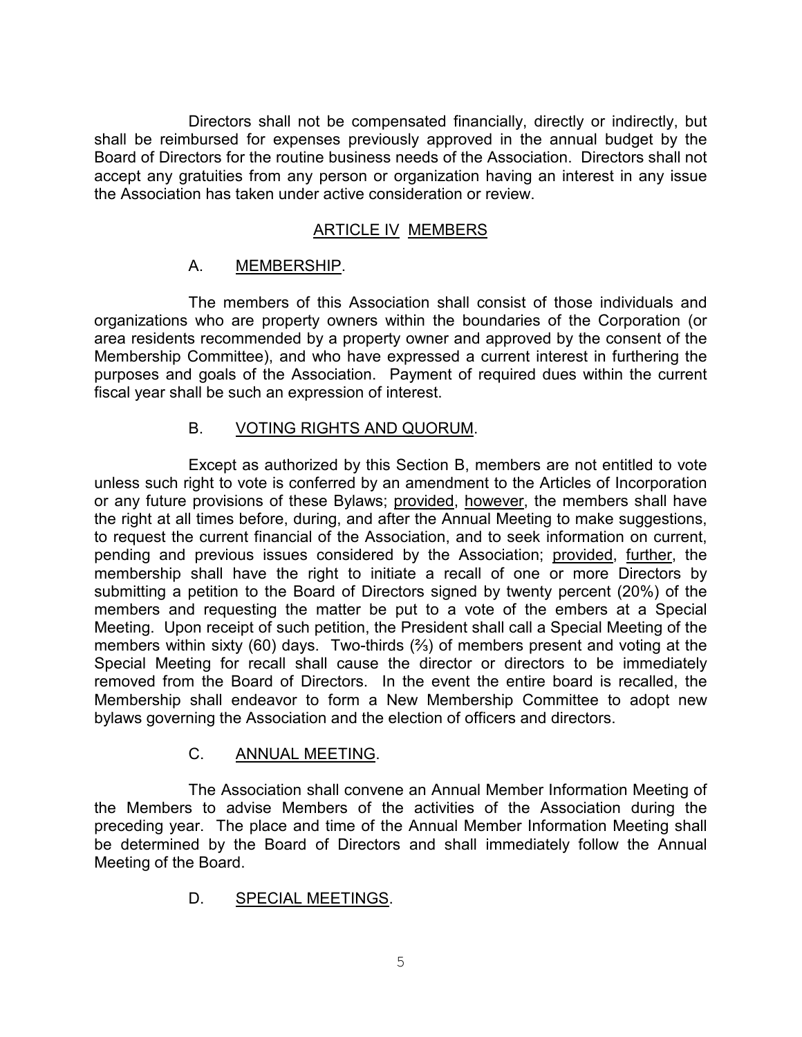Directors shall not be compensated financially, directly or indirectly, but shall be reimbursed for expenses previously approved in the annual budget by the Board of Directors for the routine business needs of the Association. Directors shall not accept any gratuities from any person or organization having an interest in any issue the Association has taken under active consideration or review.

## ARTICLE IV MEMBERS

### A. MEMBERSHIP.

The members of this Association shall consist of those individuals and organizations who are property owners within the boundaries of the Corporation (or area residents recommended by a property owner and approved by the consent of the Membership Committee), and who have expressed a current interest in furthering the purposes and goals of the Association. Payment of required dues within the current fiscal year shall be such an expression of interest.

### B. VOTING RIGHTS AND QUORUM.

Except as authorized by this Section B, members are not entitled to vote unless such right to vote is conferred by an amendment to the Articles of Incorporation or any future provisions of these Bylaws; provided, however, the members shall have the right at all times before, during, and after the Annual Meeting to make suggestions, to request the current financial of the Association, and to seek information on current, pending and previous issues considered by the Association; provided, further, the membership shall have the right to initiate a recall of one or more Directors by submitting a petition to the Board of Directors signed by twenty percent (20%) of the members and requesting the matter be put to a vote of the embers at a Special Meeting. Upon receipt of such petition, the President shall call a Special Meeting of the members within sixty (60) days. Two-thirds (⅔) of members present and voting at the Special Meeting for recall shall cause the director or directors to be immediately removed from the Board of Directors. In the event the entire board is recalled, the Membership shall endeavor to form a New Membership Committee to adopt new bylaws governing the Association and the election of officers and directors.

### C. ANNUAL MEETING.

The Association shall convene an Annual Member Information Meeting of the Members to advise Members of the activities of the Association during the preceding year. The place and time of the Annual Member Information Meeting shall be determined by the Board of Directors and shall immediately follow the Annual Meeting of the Board.

### D. SPECIAL MEETINGS.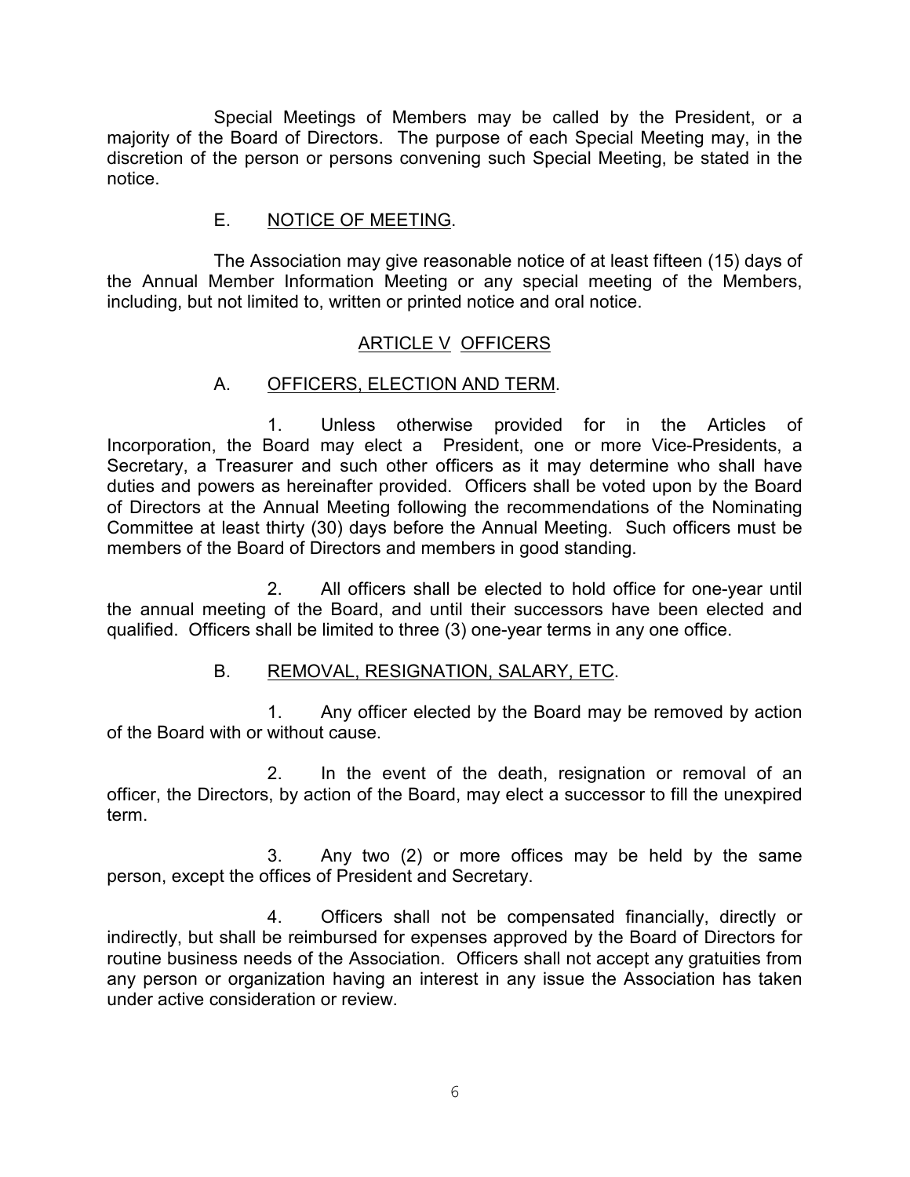Special Meetings of Members may be called by the President, or a majority of the Board of Directors. The purpose of each Special Meeting may, in the discretion of the person or persons convening such Special Meeting, be stated in the notice.

### E. NOTICE OF MEETING.

The Association may give reasonable notice of at least fifteen (15) days of the Annual Member Information Meeting or any special meeting of the Members, including, but not limited to, written or printed notice and oral notice.

## ARTICLE V OFFICERS

### A. OFFICERS, ELECTION AND TERM.

1. Unless otherwise provided for in the Articles of Incorporation, the Board may elect a President, one or more Vice-Presidents, a Secretary, a Treasurer and such other officers as it may determine who shall have duties and powers as hereinafter provided. Officers shall be voted upon by the Board of Directors at the Annual Meeting following the recommendations of the Nominating Committee at least thirty (30) days before the Annual Meeting. Such officers must be members of the Board of Directors and members in good standing.

2. All officers shall be elected to hold office for one-year until the annual meeting of the Board, and until their successors have been elected and qualified. Officers shall be limited to three (3) one-year terms in any one office.

### B. REMOVAL, RESIGNATION, SALARY, ETC.

1. Any officer elected by the Board may be removed by action of the Board with or without cause.

2. In the event of the death, resignation or removal of an officer, the Directors, by action of the Board, may elect a successor to fill the unexpired term.

3. Any two (2) or more offices may be held by the same person, except the offices of President and Secretary.

4. Officers shall not be compensated financially, directly or indirectly, but shall be reimbursed for expenses approved by the Board of Directors for routine business needs of the Association. Officers shall not accept any gratuities from any person or organization having an interest in any issue the Association has taken under active consideration or review.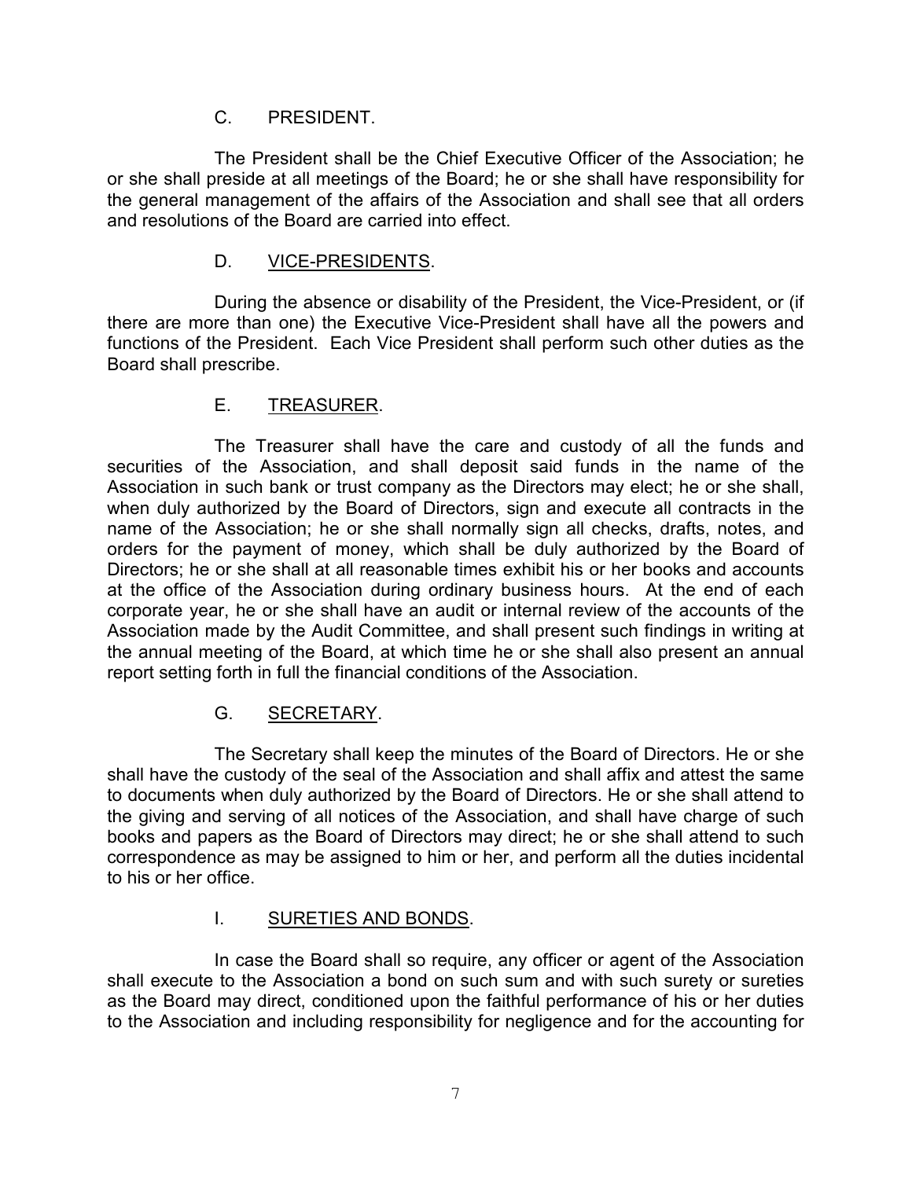### C. PRESIDENT.

The President shall be the Chief Executive Officer of the Association; he or she shall preside at all meetings of the Board; he or she shall have responsibility for the general management of the affairs of the Association and shall see that all orders and resolutions of the Board are carried into effect.

### D. <u>VICE-PRESIDENTS</u>.

During the absence or disability of the President, the Vice-President, or (if there are more than one) the Executive Vice-President shall have all the powers and functions of the President. Each Vice President shall perform such other duties as the Board shall prescribe.

### E. <u>TREASURER</u>.

The Treasurer shall have the care and custody of all the funds and securities of the Association, and shall deposit said funds in the name of the Association in such bank or trust company as the Directors may elect; he or she shall, when duly authorized by the Board of Directors, sign and execute all contracts in the name of the Association; he or she shall normally sign all checks, drafts, notes, and orders for the payment of money, which shall be duly authorized by the Board of Directors; he or she shall at all reasonable times exhibit his or her books and accounts at the office of the Association during ordinary business hours. At the end of each corporate year, he or she shall have an audit or internal review of the accounts of the Association made by the Audit Committee, and shall present such findings in writing at the annual meeting of the Board, at which time he or she shall also present an annual report setting forth in full the financial conditions of the Association.

### G. <u>SECRETARY</u>.

The Secretary shall keep the minutes of the Board of Directors. He or she shall have the custody of the seal of the Association and shall affix and attest the same to documents when duly authorized by the Board of Directors. He or she shall attend to the giving and serving of all notices of the Association, and shall have charge of such books and papers as the Board of Directors may direct; he or she shall attend to such correspondence as may be assigned to him or her, and perform all the duties incidental to his or her office.

### I. <u>SURETIES AND BONDS</u>.

In case the Board shall so require, any officer or agent of the Association shall execute to the Association a bond on such sum and with such surety or sureties as the Board may direct, conditioned upon the faithful performance of his or her duties to the Association and including responsibility for negligence and for the accounting for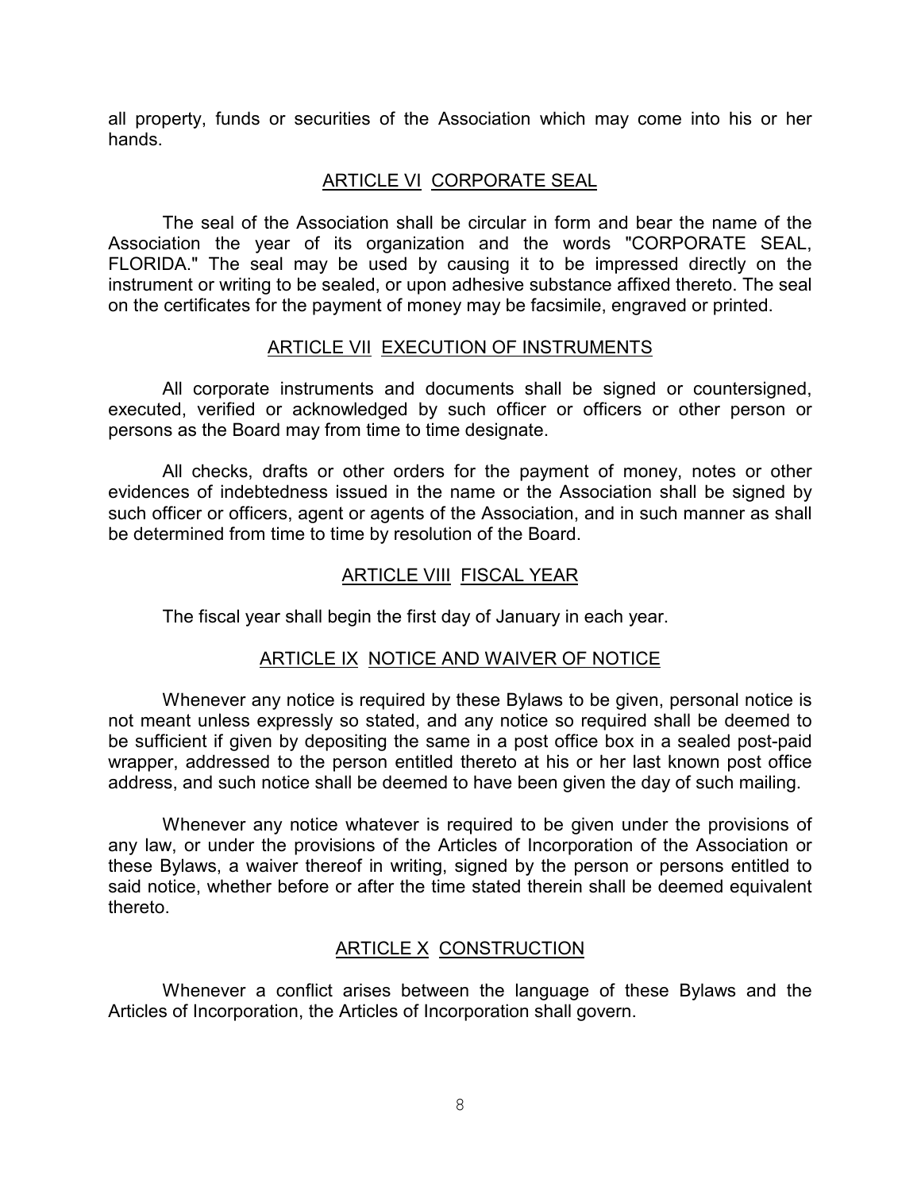all property, funds or securities of the Association which may come into his or her hands.

## ARTICLE VI CORPORATE SEAL

The seal of the Association shall be circular in form and bear the name of the Association the year of its organization and the words "CORPORATE SEAL, FLORIDA." The seal may be used by causing it to be impressed directly on the instrument or writing to be sealed, or upon adhesive substance affixed thereto. The seal on the certificates for the payment of money may be facsimile, engraved or printed.

## ARTICLE VII EXECUTION OF INSTRUMENTS

All corporate instruments and documents shall be signed or countersigned, executed, verified or acknowledged by such officer or officers or other person or persons as the Board may from time to time designate.

All checks, drafts or other orders for the payment of money, notes or other evidences of indebtedness issued in the name or the Association shall be signed by such officer or officers, agent or agents of the Association, and in such manner as shall be determined from time to time by resolution of the Board.

## ARTICLE VIII FISCAL YEAR

The fiscal year shall begin the first day of January in each year.

## ARTICLE IX NOTICE AND WAIVER OF NOTICE

Whenever any notice is required by these Bylaws to be given, personal notice is not meant unless expressly so stated, and any notice so required shall be deemed to be sufficient if given by depositing the same in a post office box in a sealed post-paid wrapper, addressed to the person entitled thereto at his or her last known post office address, and such notice shall be deemed to have been given the day of such mailing.

Whenever any notice whatever is required to be given under the provisions of any law, or under the provisions of the Articles of Incorporation of the Association or these Bylaws, a waiver thereof in writing, signed by the person or persons entitled to said notice, whether before or after the time stated therein shall be deemed equivalent thereto.

## ARTICLE X CONSTRUCTION

Whenever a conflict arises between the language of these Bylaws and the Articles of Incorporation, the Articles of Incorporation shall govern.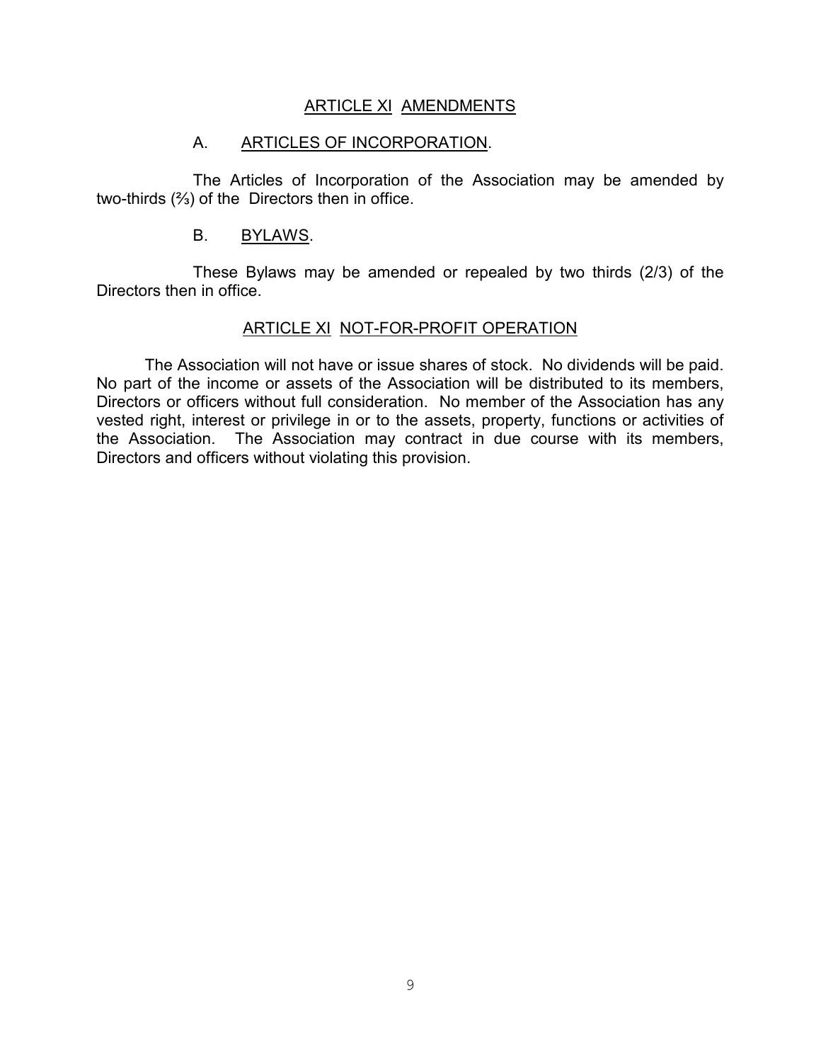## ARTICLE XI AMENDMENTS

### A. ARTICLES OF INCORPORATION.

The Articles of Incorporation of the Association may be amended by two-thirds (⅔) of the Directors then in office.

### B. BYLAWS.

These Bylaws may be amended or repealed by two thirds (2/3) of the Directors then in office.

## ARTICLE XI NOT-FOR-PROFIT OPERATION

The Association will not have or issue shares of stock. No dividends will be paid. No part of the income or assets of the Association will be distributed to its members, Directors or officers without full consideration. No member of the Association has any vested right, interest or privilege in or to the assets, property, functions or activities of the Association. The Association may contract in due course with its members, Directors and officers without violating this provision.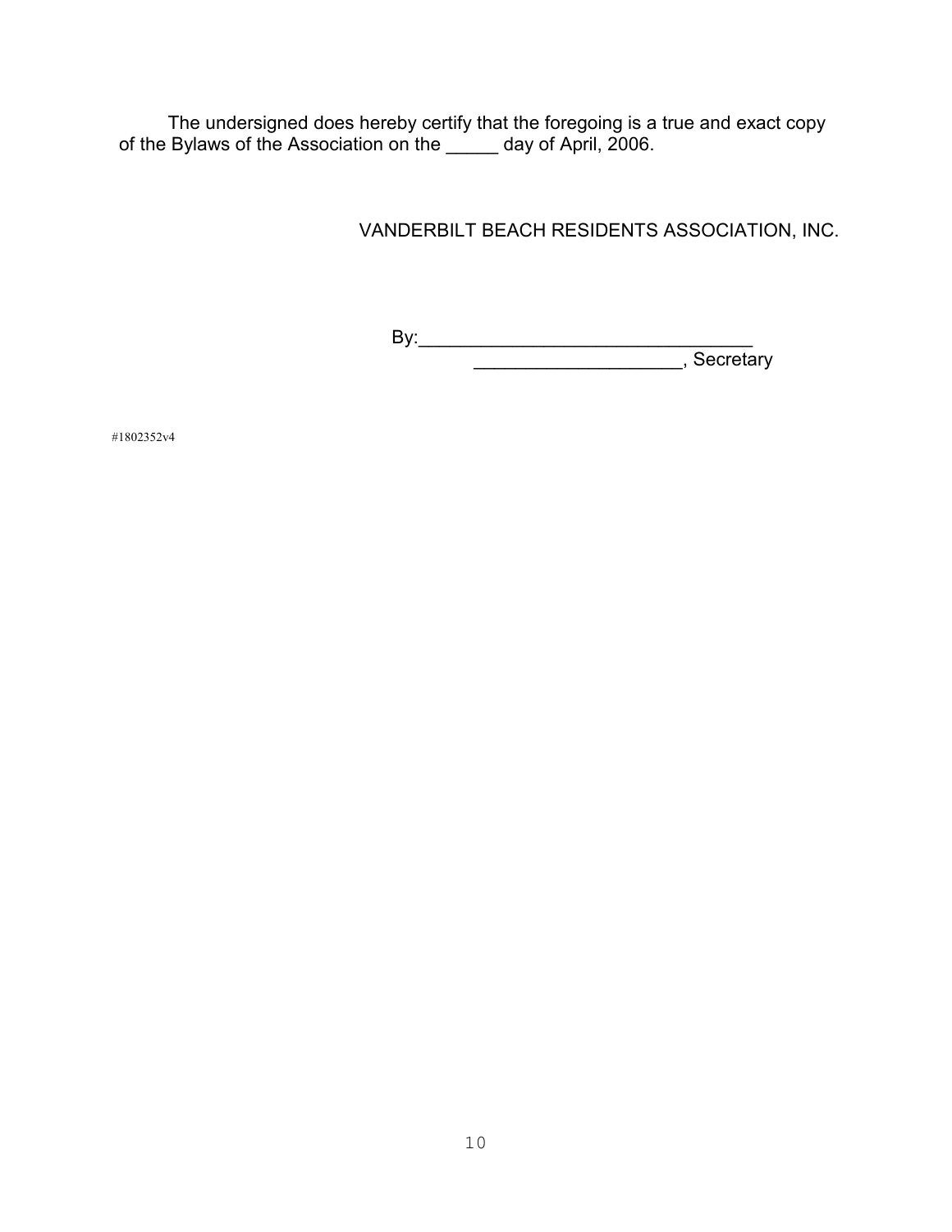The undersigned does hereby certify that the foregoing is a true and exact copy of the Bylaws of the Association on the _____ day of April, 2006.

VANDERBILT BEACH RESIDENTS ASSOCIATION, INC.

By:_________________________________

____________________, Secretary

#1802352v4